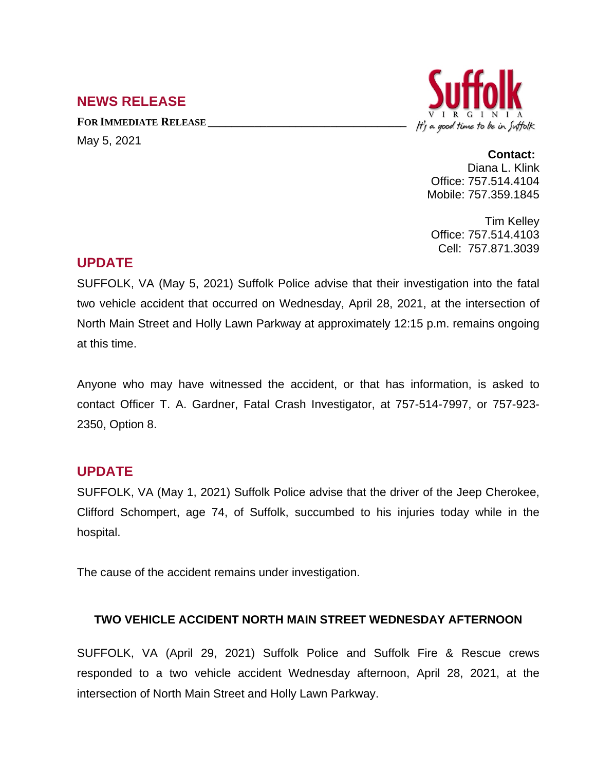## NEWS RELEASE

**FOR IMMEDIATE RELEASE**

May 5, 2021

Suffolk
VIRGINIA
It's a good time to be in Suffolk

**Contact:**
Diana L. Klink
Office: 757.514.4104
Mobile: 757.359.1845

Tim Kelley
Office: 757.514.4103
Cell: 757.871.3039

## UPDATE

SUFFOLK, VA (May 5, 2021) Suffolk Police advise that their investigation into the fatal two vehicle accident that occurred on Wednesday, April 28, 2021, at the intersection of North Main Street and Holly Lawn Parkway at approximately 12:15 p.m. remains ongoing at this time.

Anyone who may have witnessed the accident, or that has information, is asked to contact Officer T. A. Gardner, Fatal Crash Investigator, at 757-514-7997, or 757-923-2350, Option 8.

## UPDATE

SUFFOLK, VA (May 1, 2021) Suffolk Police advise that the driver of the Jeep Cherokee, Clifford Schompert, age 74, of Suffolk, succumbed to his injuries today while in the hospital.

The cause of the accident remains under investigation.

### TWO VEHICLE ACCIDENT NORTH MAIN STREET WEDNESDAY AFTERNOON

SUFFOLK, VA (April 29, 2021) Suffolk Police and Suffolk Fire & Rescue crews responded to a two vehicle accident Wednesday afternoon, April 28, 2021, at the intersection of North Main Street and Holly Lawn Parkway.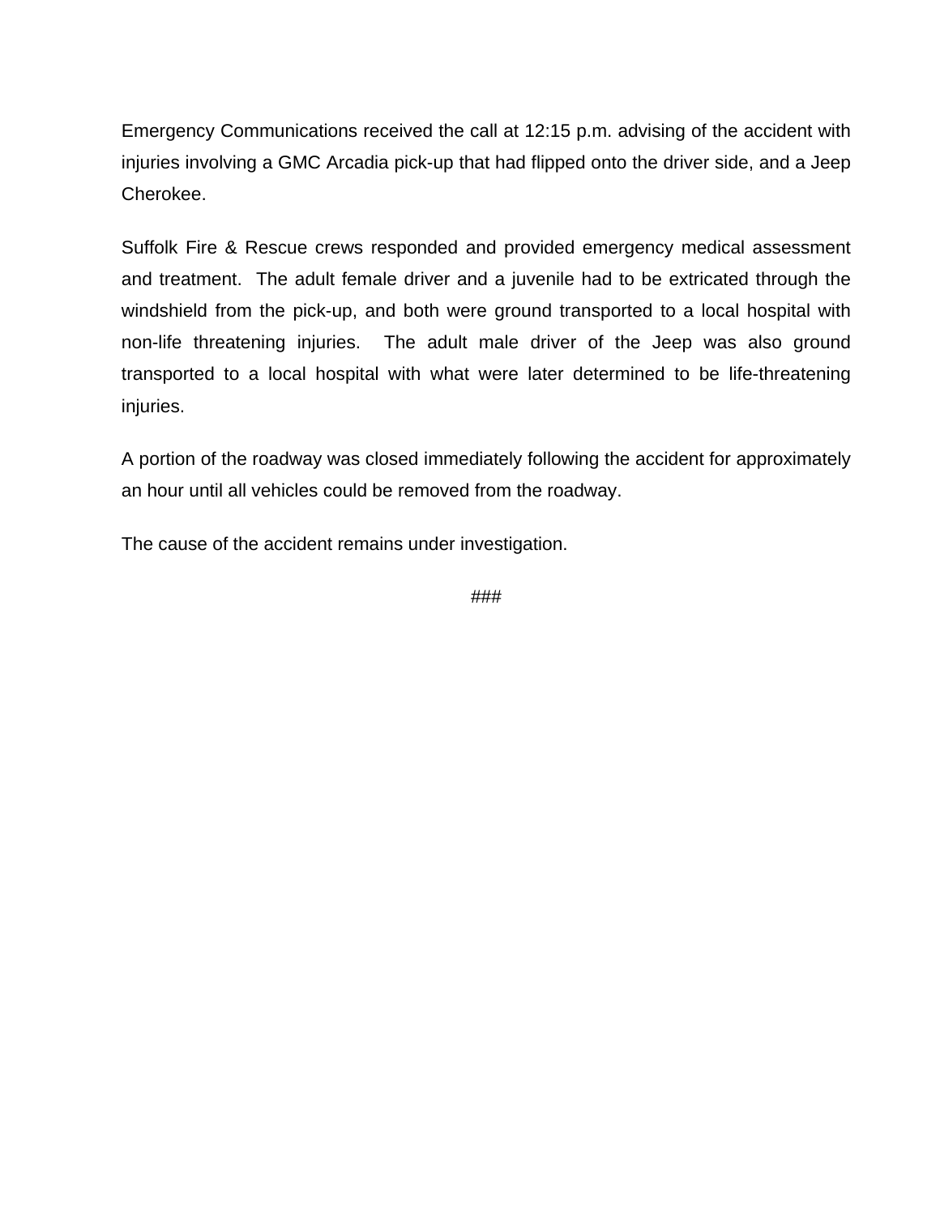Emergency Communications received the call at 12:15 p.m. advising of the accident with injuries involving a GMC Arcadia pick-up that had flipped onto the driver side, and a Jeep Cherokee.

Suffolk Fire & Rescue crews responded and provided emergency medical assessment and treatment. The adult female driver and a juvenile had to be extricated through the windshield from the pick-up, and both were ground transported to a local hospital with non-life threatening injuries. The adult male driver of the Jeep was also ground transported to a local hospital with what were later determined to be life-threatening injuries.

A portion of the roadway was closed immediately following the accident for approximately an hour until all vehicles could be removed from the roadway.

The cause of the accident remains under investigation.

###